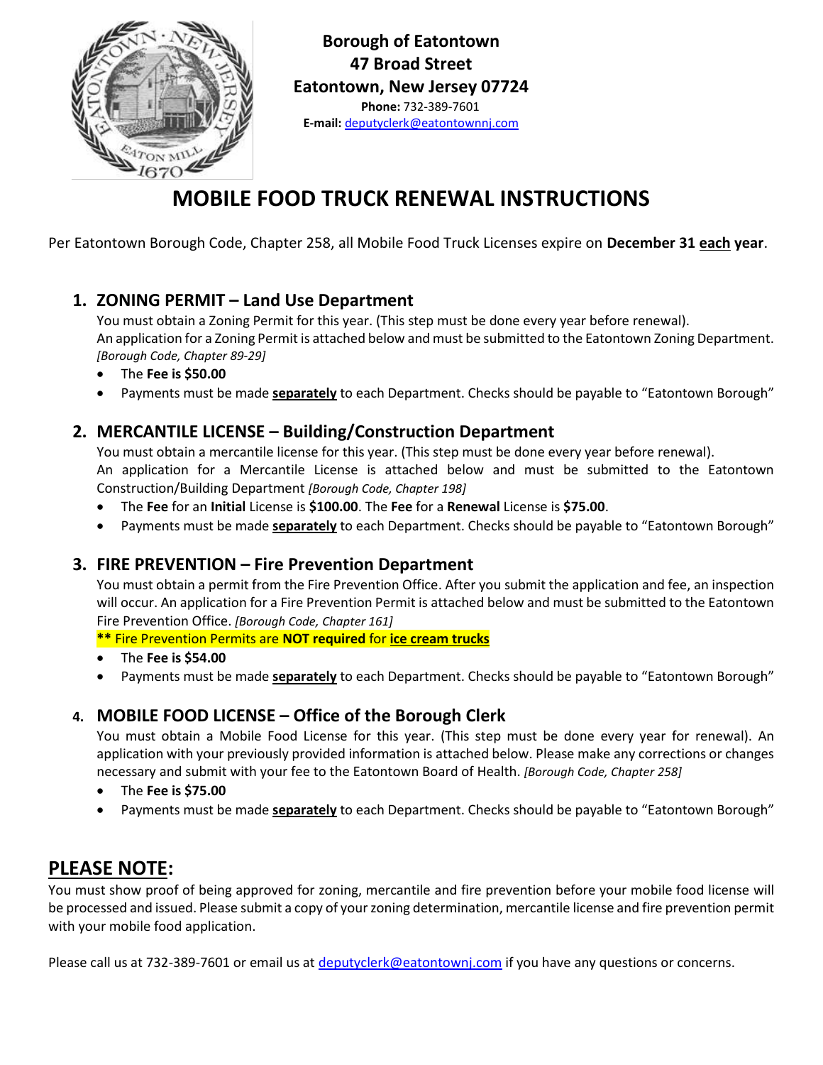**Borough of Eatontown**
**47 Broad Street**
**Eatontown, New Jersey 07724**
**Phone:** 732-389-7601
**E-mail:** deputyclerk@eatontownnj.com

# MOBILE FOOD TRUCK RENEWAL INSTRUCTIONS

Per Eatontown Borough Code, Chapter 258, all Mobile Food Truck Licenses expire on **December 31 each year**.

## 1. ZONING PERMIT – Land Use Department

You must obtain a Zoning Permit for this year. (This step must be done every year before renewal).
An application for a Zoning Permit is attached below and must be submitted to the Eatontown Zoning Department. *[Borough Code, Chapter 89-29]*

- The **Fee is $50.00**
- Payments must be made **separately** to each Department. Checks should be payable to "Eatontown Borough"

## 2. MERCANTILE LICENSE – Building/Construction Department

You must obtain a mercantile license for this year. (This step must be done every year before renewal).
An application for a Mercantile License is attached below and must be submitted to the Eatontown Construction/Building Department *[Borough Code, Chapter 198]*

- The **Fee** for an **Initial** License is **$100.00**. The **Fee** for a **Renewal** License is **$75.00**.
- Payments must be made **separately** to each Department. Checks should be payable to "Eatontown Borough"

## 3. FIRE PREVENTION – Fire Prevention Department

You must obtain a permit from the Fire Prevention Office. After you submit the application and fee, an inspection will occur. An application for a Fire Prevention Permit is attached below and must be submitted to the Eatontown Fire Prevention Office. *[Borough Code, Chapter 161]*

**\*\*** Fire Prevention Permits are **NOT required** for **ice cream trucks**

- The **Fee is $54.00**
- Payments must be made **separately** to each Department. Checks should be payable to "Eatontown Borough"

## 4. MOBILE FOOD LICENSE – Office of the Borough Clerk

You must obtain a Mobile Food License for this year. (This step must be done every year for renewal). An application with your previously provided information is attached below. Please make any corrections or changes necessary and submit with your fee to the Eatontown Board of Health. *[Borough Code, Chapter 258]*

- The **Fee is $75.00**
- Payments must be made **separately** to each Department. Checks should be payable to "Eatontown Borough"

## PLEASE NOTE:

You must show proof of being approved for zoning, mercantile and fire prevention before your mobile food license will be processed and issued. Please submit a copy of your zoning determination, mercantile license and fire prevention permit with your mobile food application.

Please call us at 732-389-7601 or email us at deputyclerk@eatontownnj.com if you have any questions or concerns.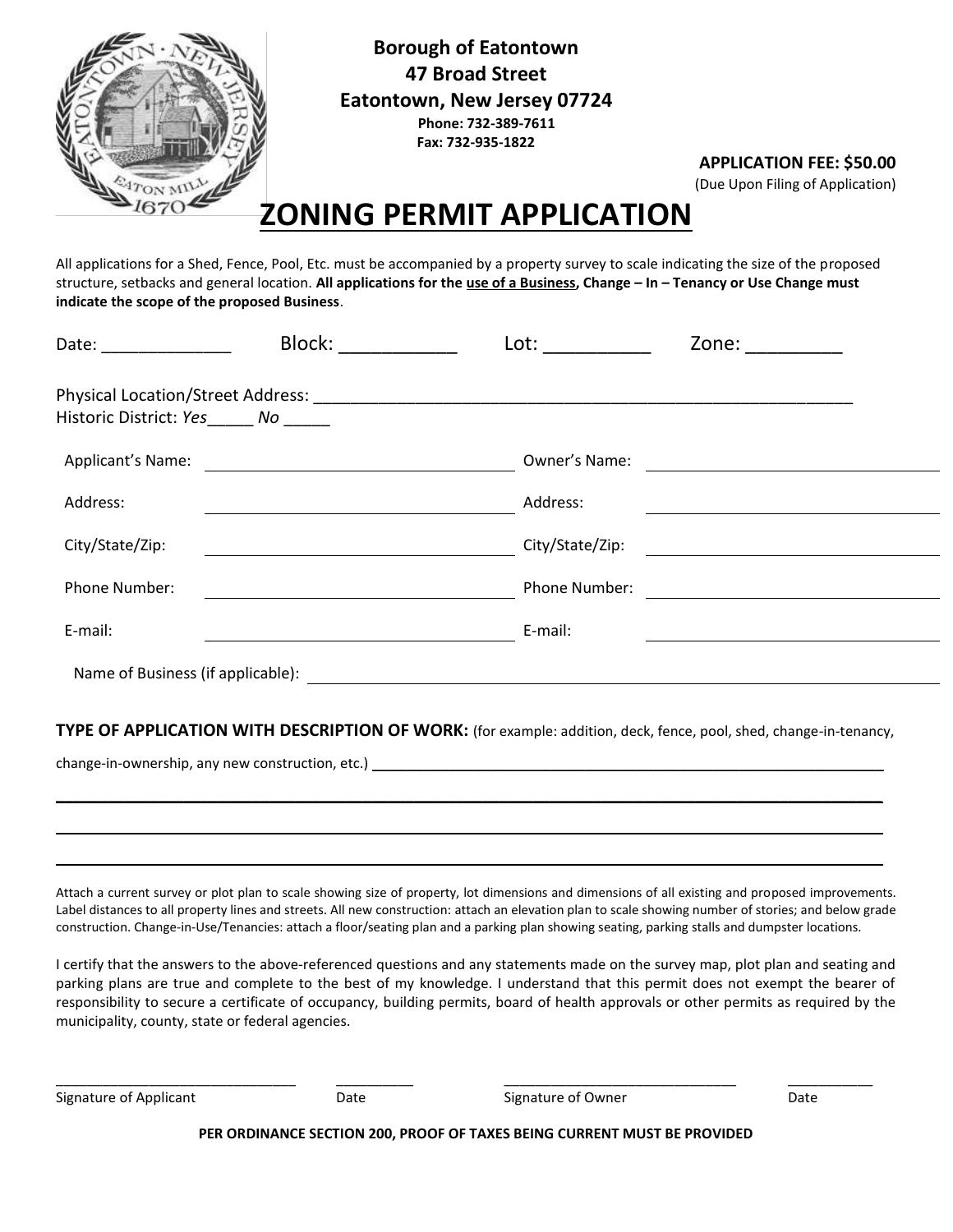**Borough of Eatontown**
**47 Broad Street**
**Eatontown, New Jersey 07724**
**Phone: 732-389-7611**
**Fax: 732-935-1822**

**APPLICATION FEE: $50.00**
(Due Upon Filing of Application)

# ZONING PERMIT APPLICATION

All applications for a Shed, Fence, Pool, Etc. must be accompanied by a property survey to scale indicating the size of the proposed structure, setbacks and general location. **All applications for the use of a Business, Change – In – Tenancy or Use Change must indicate the scope of the proposed Business**.

Date: _____________ Block: ___________ Lot: __________ Zone: _________

Physical Location/Street Address: ____________________________________________________________
Historic District: *Yes*_____ *No* _____

| Applicant's Name: | | Owner's Name: | |
|---|---|---|---|
| Address: | | Address: | |
| City/State/Zip: | | City/State/Zip: | |
| Phone Number: | | Phone Number: | |
| E-mail: | | E-mail: | |

Name of Business (if applicable): ____________________________________________________________

**TYPE OF APPLICATION WITH DESCRIPTION OF WORK:** (for example: addition, deck, fence, pool, shed, change-in-tenancy, change-in-ownership, any new construction, etc.) ____________________________________________________________

____________________________________________________________________________________________

____________________________________________________________________________________________

____________________________________________________________________________________________

Attach a current survey or plot plan to scale showing size of property, lot dimensions and dimensions of all existing and proposed improvements. Label distances to all property lines and streets. All new construction: attach an elevation plan to scale showing number of stories; and below grade construction. Change-in-Use/Tenancies: attach a floor/seating plan and a parking plan showing seating, parking stalls and dumpster locations.

I certify that the answers to the above-referenced questions and any statements made on the survey map, plot plan and seating and parking plans are true and complete to the best of my knowledge. I understand that this permit does not exempt the bearer of responsibility to secure a certificate of occupancy, building permits, board of health approvals or other permits as required by the municipality, county, state or federal agencies.

______________________________ __________ ______________________________ ___________
Signature of Applicant Date Signature of Owner Date

**PER ORDINANCE SECTION 200, PROOF OF TAXES BEING CURRENT MUST BE PROVIDED**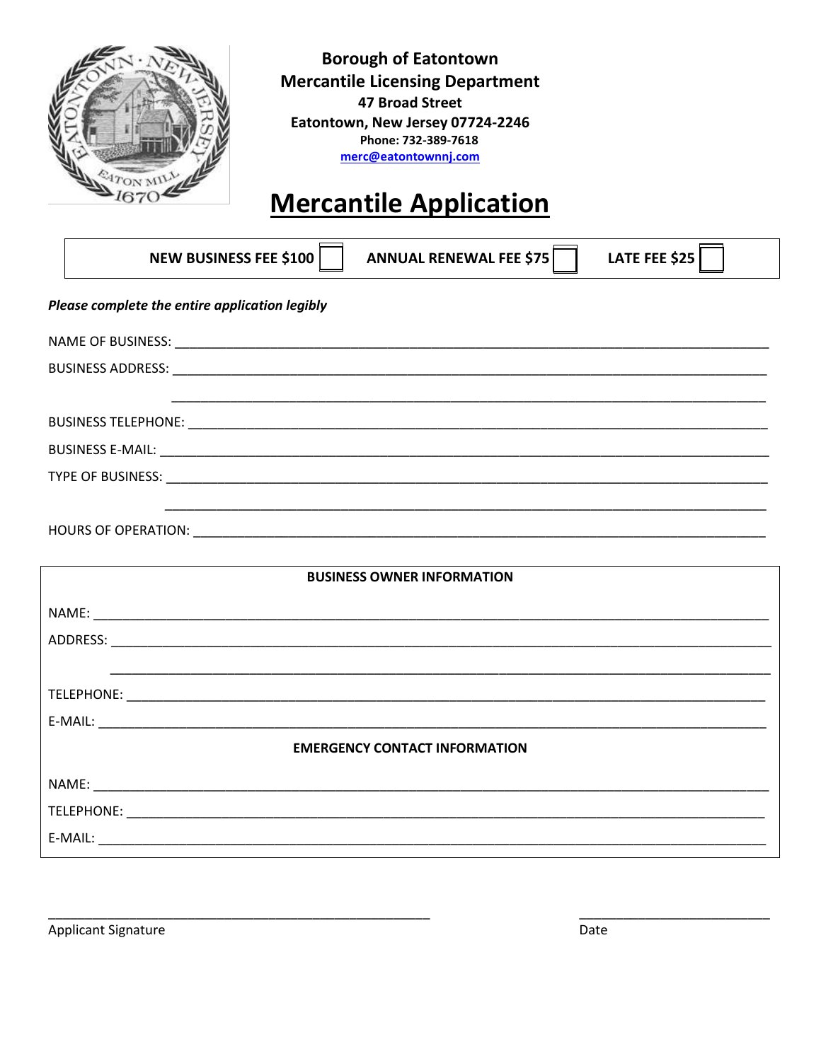**Borough of Eatontown**
**Mercantile Licensing Department**
**47 Broad Street**
**Eatontown, New Jersey 07724-2246**
**Phone: 732-389-7618**
**merc@eatontownnj.com**

# Mercantile Application

**NEW BUSINESS FEE $100** ☐ **ANNUAL RENEWAL FEE $75** ☐ **LATE FEE $25** ☐

*Please complete the entire application legibly*

NAME OF BUSINESS: ____________________________________________

BUSINESS ADDRESS: ____________________________________________

____________________________________________

BUSINESS TELEPHONE: ____________________________________________

BUSINESS E-MAIL: ____________________________________________

TYPE OF BUSINESS: ____________________________________________

____________________________________________

HOURS OF OPERATION: ____________________________________________

**BUSINESS OWNER INFORMATION**

NAME: ____________________________________________

ADDRESS: ____________________________________________

____________________________________________

TELEPHONE: ____________________________________________

E-MAIL: ____________________________________________

**EMERGENCY CONTACT INFORMATION**

NAME: ____________________________________________

TELEPHONE: ____________________________________________

E-MAIL: ____________________________________________

____________________________________________ ____________________________

Applicant Signature Date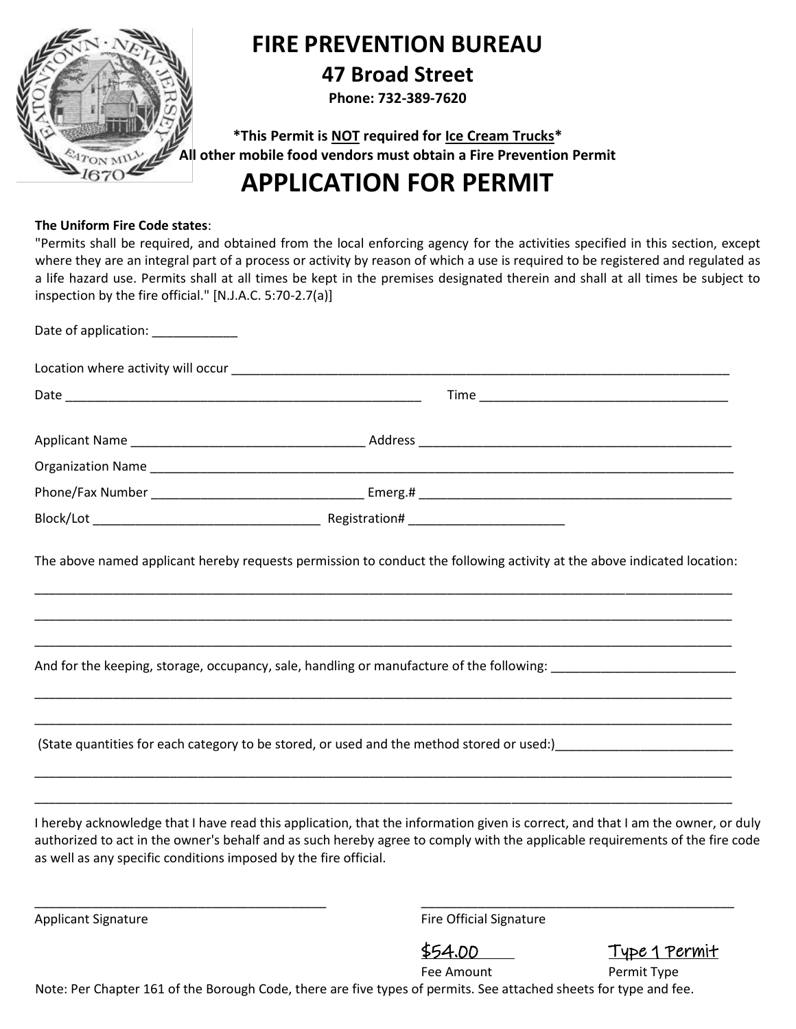# FIRE PREVENTION BUREAU

## 47 Broad Street

**Phone: 732-389-7620**

***This Permit is NOT required for Ice Cream Trucks***
**All other mobile food vendors must obtain a Fire Prevention Permit**

# APPLICATION FOR PERMIT

**The Uniform Fire Code states**:
"Permits shall be required, and obtained from the local enforcing agency for the activities specified in this section, except where they are an integral part of a process or activity by reason of which a use is required to be registered and regulated as a life hazard use. Permits shall at all times be kept in the premises designated therein and shall at all times be subject to inspection by the fire official." [N.J.A.C. 5:70-2.7(a)]

Date of application: ____________

Location where activity will occur ______________________________________________________________________

Date ____________________________________________________ Time ____________________________________

Applicant Name __________________________________ Address ______________________________________________

Organization Name _________________________________________________________________________________________

Phone/Fax Number ______________________________ Emerg.# ______________________________________________

Block/Lot ________________________________ Registration# ______________________

The above named applicant hereby requests permission to conduct the following activity at the above indicated location:

__________________________________________________________________________________________________________

__________________________________________________________________________________________________________

__________________________________________________________________________________________________________

And for the keeping, storage, occupancy, sale, handling or manufacture of the following: __________________________

__________________________________________________________________________________________________________

__________________________________________________________________________________________________________

(State quantities for each category to be stored, or used and the method stored or used:)_________________________

__________________________________________________________________________________________________________

__________________________________________________________________________________________________________

I hereby acknowledge that I have read this application, that the information given is correct, and that I am the owner, or duly authorized to act in the owner's behalf and as such hereby agree to comply with the applicable requirements of the fire code as well as any specific conditions imposed by the fire official.

_________________________________________ _____________________________________________
Applicant Signature Fire Official Signature

$54.00 Type 1 Permit
Fee Amount Permit Type

Note: Per Chapter 161 of the Borough Code, there are five types of permits. See attached sheets for type and fee.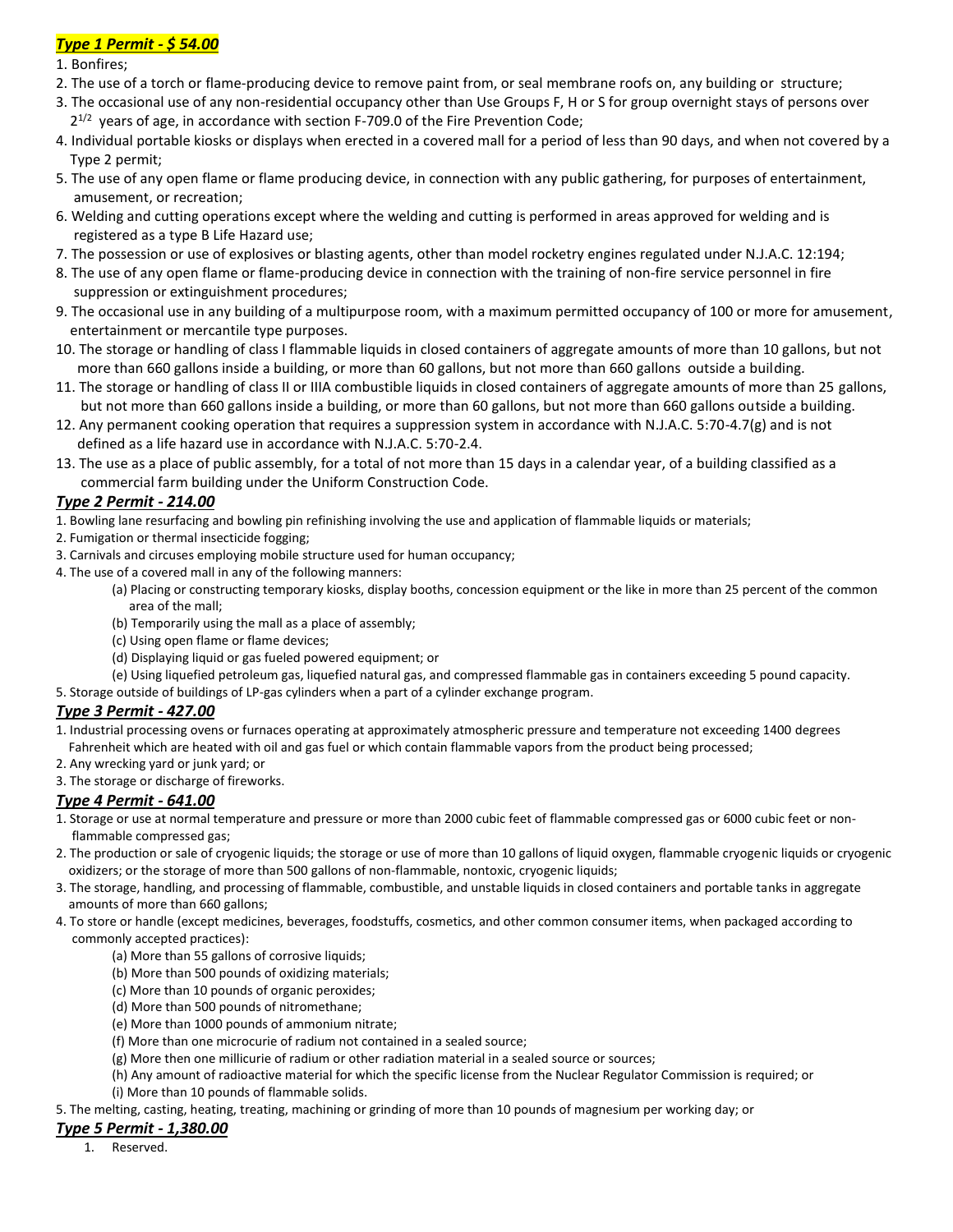***Type 1 Permit - $ 54.00***

1. Bonfires;
2. The use of a torch or flame-producing device to remove paint from, or seal membrane roofs on, any building or structure;
3. The occasional use of any non-residential occupancy other than Use Groups F, H or S for group overnight stays of persons over $2^{1/2}$ years of age, in accordance with section F-709.0 of the Fire Prevention Code;
4. Individual portable kiosks or displays when erected in a covered mall for a period of less than 90 days, and when not covered by a Type 2 permit;
5. The use of any open flame or flame producing device, in connection with any public gathering, for purposes of entertainment, amusement, or recreation;
6. Welding and cutting operations except where the welding and cutting is performed in areas approved for welding and is registered as a type B Life Hazard use;
7. The possession or use of explosives or blasting agents, other than model rocketry engines regulated under N.J.A.C. 12:194;
8. The use of any open flame or flame-producing device in connection with the training of non-fire service personnel in fire suppression or extinguishment procedures;
9. The occasional use in any building of a multipurpose room, with a maximum permitted occupancy of 100 or more for amusement, entertainment or mercantile type purposes.
10. The storage or handling of class I flammable liquids in closed containers of aggregate amounts of more than 10 gallons, but not more than 660 gallons inside a building, or more than 60 gallons, but not more than 660 gallons outside a building.
11. The storage or handling of class II or IIIA combustible liquids in closed containers of aggregate amounts of more than 25 gallons, but not more than 660 gallons inside a building, or more than 60 gallons, but not more than 660 gallons outside a building.
12. Any permanent cooking operation that requires a suppression system in accordance with N.J.A.C. 5:70-4.7(g) and is not defined as a life hazard use in accordance with N.J.A.C. 5:70-2.4.
13. The use as a place of public assembly, for a total of not more than 15 days in a calendar year, of a building classified as a commercial farm building under the Uniform Construction Code.

***Type 2 Permit - 214.00***

1. Bowling lane resurfacing and bowling pin refinishing involving the use and application of flammable liquids or materials;
2. Fumigation or thermal insecticide fogging;
3. Carnivals and circuses employing mobile structure used for human occupancy;
4. The use of a covered mall in any of the following manners:
   - (a) Placing or constructing temporary kiosks, display booths, concession equipment or the like in more than 25 percent of the common area of the mall;
   - (b) Temporarily using the mall as a place of assembly;
   - (c) Using open flame or flame devices;
   - (d) Displaying liquid or gas fueled powered equipment; or
   - (e) Using liquefied petroleum gas, liquefied natural gas, and compressed flammable gas in containers exceeding 5 pound capacity.
5. Storage outside of buildings of LP-gas cylinders when a part of a cylinder exchange program.

***Type 3 Permit - 427.00***

1. Industrial processing ovens or furnaces operating at approximately atmospheric pressure and temperature not exceeding 1400 degrees Fahrenheit which are heated with oil and gas fuel or which contain flammable vapors from the product being processed;
2. Any wrecking yard or junk yard; or
3. The storage or discharge of fireworks.

***Type 4 Permit - 641.00***

1. Storage or use at normal temperature and pressure or more than 2000 cubic feet of flammable compressed gas or 6000 cubic feet or non-flammable compressed gas;
2. The production or sale of cryogenic liquids; the storage or use of more than 10 gallons of liquid oxygen, flammable cryogenic liquids or cryogenic oxidizers; or the storage of more than 500 gallons of non-flammable, nontoxic, cryogenic liquids;
3. The storage, handling, and processing of flammable, combustible, and unstable liquids in closed containers and portable tanks in aggregate amounts of more than 660 gallons;
4. To store or handle (except medicines, beverages, foodstuffs, cosmetics, and other common consumer items, when packaged according to commonly accepted practices):
   - (a) More than 55 gallons of corrosive liquids;
   - (b) More than 500 pounds of oxidizing materials;
   - (c) More than 10 pounds of organic peroxides;
   - (d) More than 500 pounds of nitromethane;
   - (e) More than 1000 pounds of ammonium nitrate;
   - (f) More than one microcurie of radium not contained in a sealed source;
   - (g) More then one millicurie of radium or other radiation material in a sealed source or sources;
   - (h) Any amount of radioactive material for which the specific license from the Nuclear Regulator Commission is required; or
   - (i) More than 10 pounds of flammable solids.
5. The melting, casting, heating, treating, machining or grinding of more than 10 pounds of magnesium per working day; or

***Type 5 Permit - 1,380.00***

1. Reserved.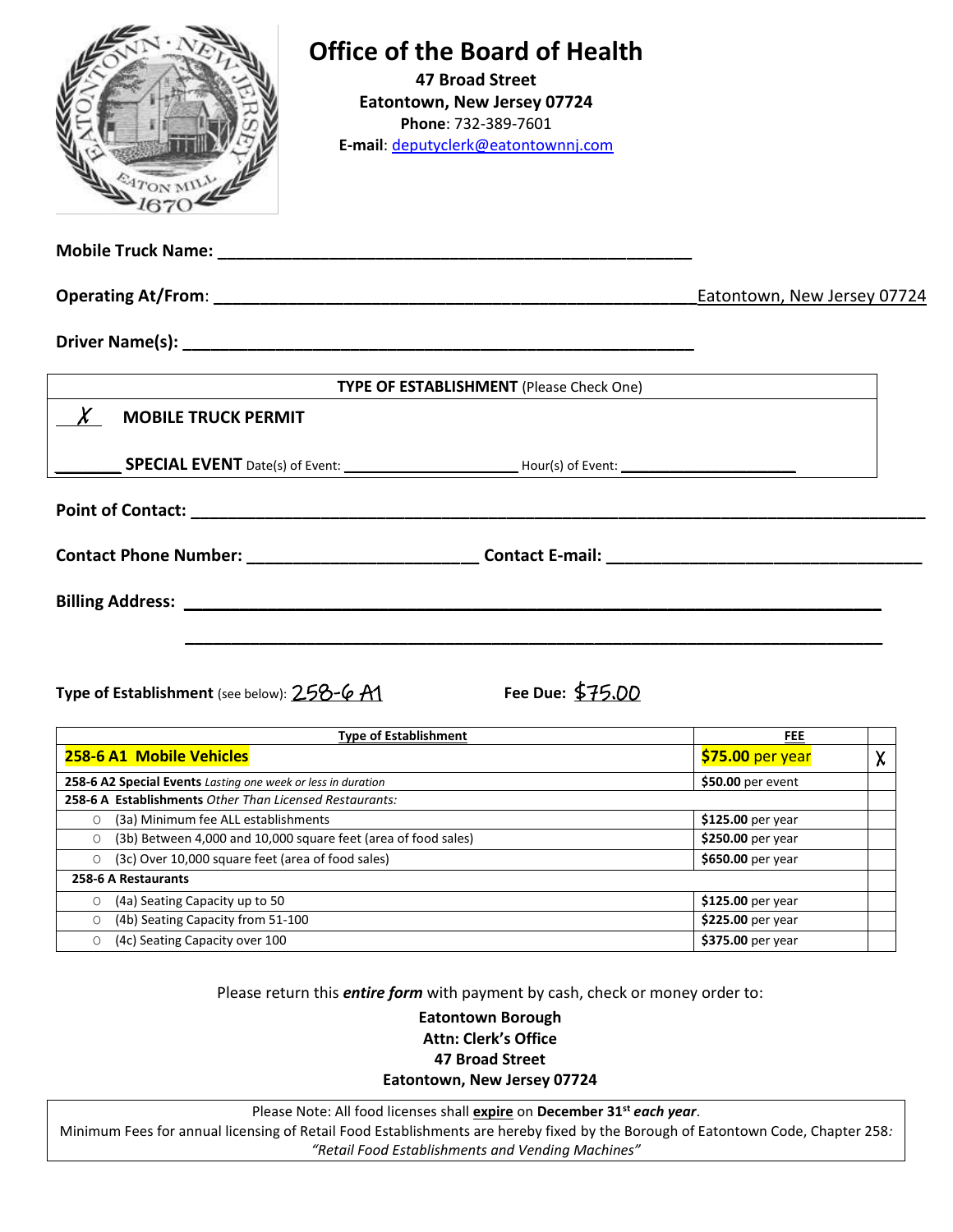# Office of the Board of Health

**47 Broad Street**
**Eatontown, New Jersey 07724**
**Phone**: 732-389-7601
**E-mail**: deputyclerk@eatontownnj.com

**Mobile Truck Name:** ___________________________________________

**Operating At/From**: ___________________________________________ Eatontown, New Jersey 07724

**Driver Name(s):** ___________________________________________

| **TYPE OF ESTABLISHMENT** (Please Check One) |
|---|
| \_\_X\_\_ **MOBILE TRUCK PERMIT** |
| \_\_\_\_\_\_ **SPECIAL EVENT** Date(s) of Event: \_\_\_\_\_\_\_\_\_\_\_\_\_\_\_\_\_\_ Hour(s) of Event: \_\_\_\_\_\_\_\_\_\_\_\_\_\_\_\_\_\_ |

**Point of Contact:** ___________________________________________

**Contact Phone Number:** ______________________ **Contact E-mail:** ______________________

**Billing Address:** ___________________________________________

___________________________________________

**Type of Establishment** (see below): 258-6 A1 **Fee Due:** $75.00

| Type of Establishment | FEE | |
|---|---|---|
| **258-6 A1 Mobile Vehicles** | **$75.00** per year | X |
| **258-6 A2 Special Events** *Lasting one week or less in duration* | **$50.00** per event | |
| **258-6 A Establishments** *Other Than Licensed Restaurants:* | | |
| ○ (3a) Minimum fee ALL establishments | **$125.00** per year | |
| ○ (3b) Between 4,000 and 10,000 square feet (area of food sales) | **$250.00** per year | |
| ○ (3c) Over 10,000 square feet (area of food sales) | **$650.00** per year | |
| **258-6 A Restaurants** | | |
| ○ (4a) Seating Capacity up to 50 | **$125.00** per year | |
| ○ (4b) Seating Capacity from 51-100 | **$225.00** per year | |
| ○ (4c) Seating Capacity over 100 | **$375.00** per year | |

Please return this ***entire form*** with payment by cash, check or money order to:

**Eatontown Borough**
**Attn: Clerk's Office**
**47 Broad Street**
**Eatontown, New Jersey 07724**

Please Note: All food licenses shall **expire** on **December 31st *each year***.
Minimum Fees for annual licensing of Retail Food Establishments are hereby fixed by the Borough of Eatontown Code, Chapter 258: *"Retail Food Establishments and Vending Machines"*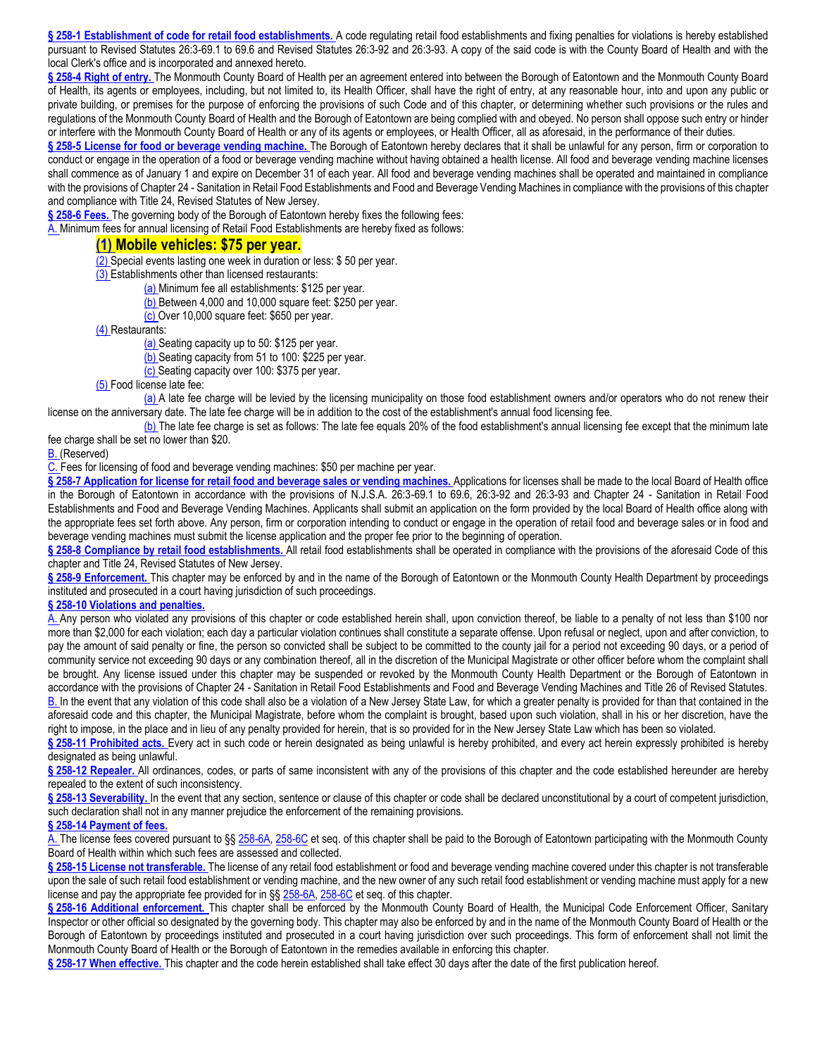**§ 258-1 Establishment of code for retail food establishments.** A code regulating retail food establishments and fixing penalties for violations is hereby established pursuant to Revised Statutes 26:3-69.1 to 69.6 and Revised Statutes 26:3-92 and 26:3-93. A copy of the said code is with the County Board of Health and with the local Clerk's office and is incorporated and annexed hereto.

**§ 258-4 Right of entry.** The Monmouth County Board of Health per an agreement entered into between the Borough of Eatontown and the Monmouth County Board of Health, its agents or employees, including, but not limited to, its Health Officer, shall have the right of entry, at any reasonable hour, into and upon any public or private building, or premises for the purpose of enforcing the provisions of such Code and of this chapter, or determining whether such provisions or the rules and regulations of the Monmouth County Board of Health and the Borough of Eatontown are being complied with and obeyed. No person shall oppose such entry or hinder or interfere with the Monmouth County Board of Health or any of its agents or employees, or Health Officer, all as aforesaid, in the performance of their duties.

**§ 258-5 License for food or beverage vending machine.** The Borough of Eatontown hereby declares that it shall be unlawful for any person, firm or corporation to conduct or engage in the operation of a food or beverage vending machine without having obtained a health license. All food and beverage vending machine licenses shall commence as of January 1 and expire on December 31 of each year. All food and beverage vending machines shall be operated and maintained in compliance with the provisions of Chapter 24 - Sanitation in Retail Food Establishments and Food and Beverage Vending Machines in compliance with the provisions of this chapter and compliance with Title 24, Revised Statutes of New Jersey.

**§ 258-6 Fees.** The governing body of the Borough of Eatontown hereby fixes the following fees:

A. Minimum fees for annual licensing of Retail Food Establishments are hereby fixed as follows:

- **(1) Mobile vehicles: $75 per year.**
- (2) Special events lasting one week in duration or less: $ 50 per year.
- (3) Establishments other than licensed restaurants:
  - (a) Minimum fee all establishments: $125 per year.
  - (b) Between 4,000 and 10,000 square feet: $250 per year.
  - (c) Over 10,000 square feet: $650 per year.
- (4) Restaurants:
  - (a) Seating capacity up to 50: $125 per year.
  - (b) Seating capacity from 51 to 100: $225 per year.
  - (c) Seating capacity over 100: $375 per year.
- (5) Food license late fee:
  - (a) A late fee charge will be levied by the licensing municipality on those food establishment owners and/or operators who do not renew their license on the anniversary date. The late fee charge will be in addition to the cost of the establishment's annual food licensing fee.
  - (b) The late fee charge is set as follows: The late fee equals 20% of the food establishment's annual licensing fee except that the minimum late fee charge shall be set no lower than $20.

B. (Reserved)

C. Fees for licensing of food and beverage vending machines: $50 per machine per year.

**§ 258-7 Application for license for retail food and beverage sales or vending machines.** Applications for licenses shall be made to the local Board of Health office in the Borough of Eatontown in accordance with the provisions of N.J.S.A. 26:3-69.1 to 69.6, 26:3-92 and 26:3-93 and Chapter 24 - Sanitation in Retail Food Establishments and Food and Beverage Vending Machines. Applicants shall submit an application on the form provided by the local Board of Health office along with the appropriate fees set forth above. Any person, firm or corporation intending to conduct or engage in the operation of retail food and beverage sales or in food and beverage vending machines must submit the license application and the proper fee prior to the beginning of operation.

**§ 258-8 Compliance by retail food establishments.** All retail food establishments shall be operated in compliance with the provisions of the aforesaid Code of this chapter and Title 24, Revised Statutes of New Jersey.

**§ 258-9 Enforcement.** This chapter may be enforced by and in the name of the Borough of Eatontown or the Monmouth County Health Department by proceedings instituted and prosecuted in a court having jurisdiction of such proceedings.

**§ 258-10 Violations and penalties.**

A. Any person who violated any provisions of this chapter or code established herein shall, upon conviction thereof, be liable to a penalty of not less than $100 nor more than $2,000 for each violation; each day a particular violation continues shall constitute a separate offense. Upon refusal or neglect, upon and after conviction, to pay the amount of said penalty or fine, the person so convicted shall be subject to be committed to the county jail for a period not exceeding 90 days, or a period of community service not exceeding 90 days or any combination thereof, all in the discretion of the Municipal Magistrate or other officer before whom the complaint shall be brought. Any license issued under this chapter may be suspended or revoked by the Monmouth County Health Department or the Borough of Eatontown in accordance with the provisions of Chapter 24 - Sanitation in Retail Food Establishments and Food and Beverage Vending Machines and Title 26 of Revised Statutes.

B. In the event that any violation of this code shall also be a violation of a New Jersey State Law, for which a greater penalty is provided for than that contained in the aforesaid code and this chapter, the Municipal Magistrate, before whom the complaint is brought, based upon such violation, shall in his or her discretion, have the right to impose, in the place and in lieu of any penalty provided for herein, that is so provided for in the New Jersey State Law which has been so violated.

**§ 258-11 Prohibited acts.** Every act in such code or herein designated as being unlawful is hereby prohibited, and every act herein expressly prohibited is hereby designated as being unlawful.

**§ 258-12 Repealer.** All ordinances, codes, or parts of same inconsistent with any of the provisions of this chapter and the code established hereunder are hereby repealed to the extent of such inconsistency.

**§ 258-13 Severability.** In the event that any section, sentence or clause of this chapter or code shall be declared unconstitutional by a court of competent jurisdiction, such declaration shall not in any manner prejudice the enforcement of the remaining provisions.

**§ 258-14 Payment of fees.**

A. The license fees covered pursuant to §§ 258-6A, 258-6C et seq. of this chapter shall be paid to the Borough of Eatontown participating with the Monmouth County Board of Health within which such fees are assessed and collected.

**§ 258-15 License not transferable.** The license of any retail food establishment or food and beverage vending machine covered under this chapter is not transferable upon the sale of such retail food establishment or vending machine, and the new owner of any such retail food establishment or vending machine must apply for a new license and pay the appropriate fee provided for in §§ 258-6A, 258-6C et seq. of this chapter.

**§ 258-16 Additional enforcement.** This chapter shall be enforced by the Monmouth County Board of Health, the Municipal Code Enforcement Officer, Sanitary Inspector or other official so designated by the governing body. This chapter may also be enforced by and in the name of the Monmouth County Board of Health or the Borough of Eatontown by proceedings instituted and prosecuted in a court having jurisdiction over such proceedings. This form of enforcement shall not limit the Monmouth County Board of Health or the Borough of Eatontown in the remedies available in enforcing this chapter.

**§ 258-17 When effective.** This chapter and the code herein established shall take effect 30 days after the date of the first publication hereof.